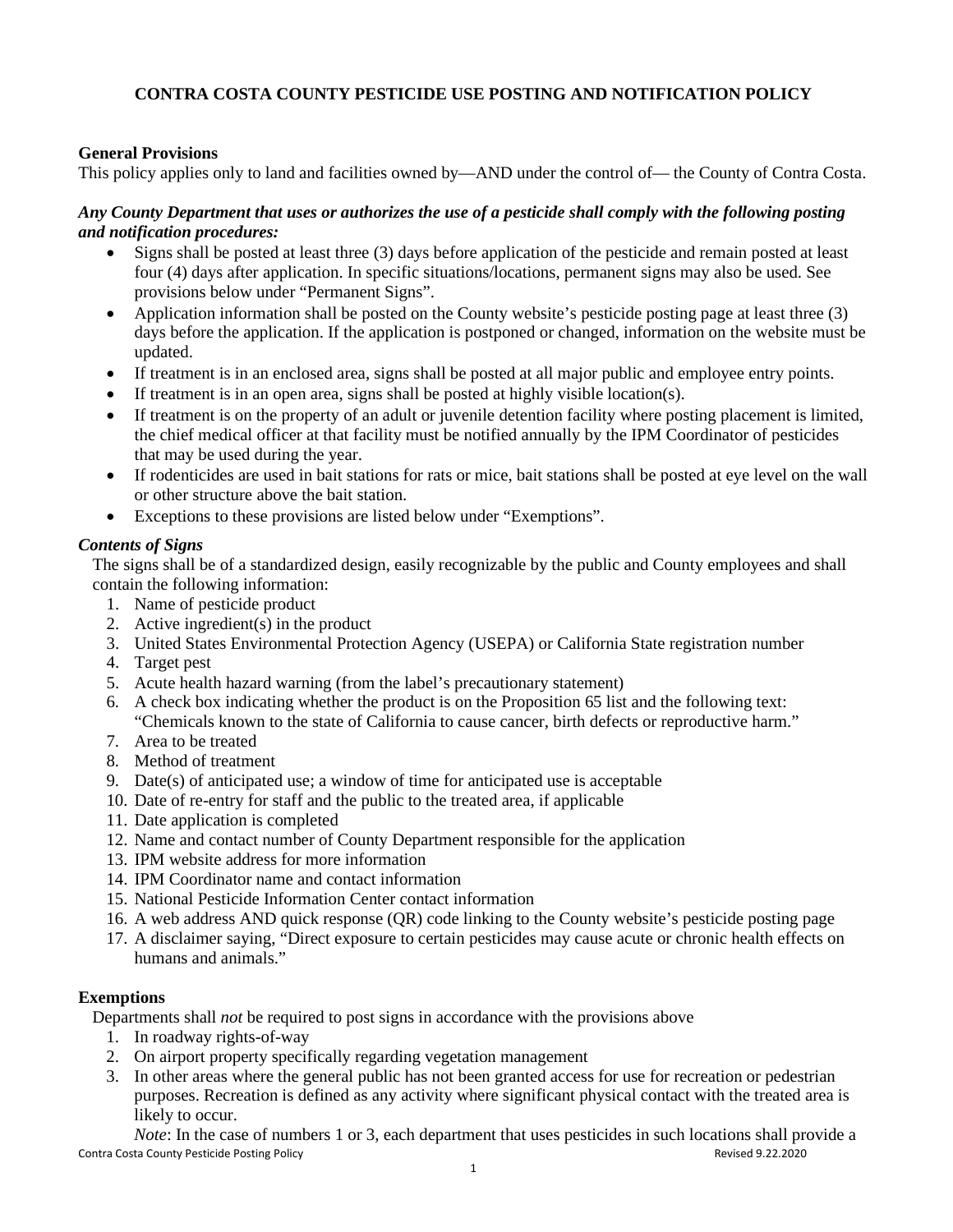# CONTRA COSTA COUNTY PESTICIDE USE POSTING AND NOTIFICATION POLICY

## General Provisions

This policy applies only to land and facilities owned by—AND under the control of— the County of Contra Costa.

***Any County Department that uses or authorizes the use of a pesticide shall comply with the following posting and notification procedures:***

- Signs shall be posted at least three (3) days before application of the pesticide and remain posted at least four (4) days after application. In specific situations/locations, permanent signs may also be used. See provisions below under "Permanent Signs".
- Application information shall be posted on the County website's pesticide posting page at least three (3) days before the application. If the application is postponed or changed, information on the website must be updated.
- If treatment is in an enclosed area, signs shall be posted at all major public and employee entry points.
- If treatment is in an open area, signs shall be posted at highly visible location(s).
- If treatment is on the property of an adult or juvenile detention facility where posting placement is limited, the chief medical officer at that facility must be notified annually by the IPM Coordinator of pesticides that may be used during the year.
- If rodenticides are used in bait stations for rats or mice, bait stations shall be posted at eye level on the wall or other structure above the bait station.
- Exceptions to these provisions are listed below under "Exemptions".

### *Contents of Signs*

The signs shall be of a standardized design, easily recognizable by the public and County employees and shall contain the following information:

1. Name of pesticide product
2. Active ingredient(s) in the product
3. United States Environmental Protection Agency (USEPA) or California State registration number
4. Target pest
5. Acute health hazard warning (from the label's precautionary statement)
6. A check box indicating whether the product is on the Proposition 65 list and the following text: "Chemicals known to the state of California to cause cancer, birth defects or reproductive harm."
7. Area to be treated
8. Method of treatment
9. Date(s) of anticipated use; a window of time for anticipated use is acceptable
10. Date of re-entry for staff and the public to the treated area, if applicable
11. Date application is completed
12. Name and contact number of County Department responsible for the application
13. IPM website address for more information
14. IPM Coordinator name and contact information
15. National Pesticide Information Center contact information
16. A web address AND quick response (QR) code linking to the County website's pesticide posting page
17. A disclaimer saying, "Direct exposure to certain pesticides may cause acute or chronic health effects on humans and animals."

## Exemptions

Departments shall *not* be required to post signs in accordance with the provisions above

1. In roadway rights-of-way
2. On airport property specifically regarding vegetation management
3. In other areas where the general public has not been granted access for use for recreation or pedestrian purposes. Recreation is defined as any activity where significant physical contact with the treated area is likely to occur.

*Note*: In the case of numbers 1 or 3, each department that uses pesticides in such locations shall provide a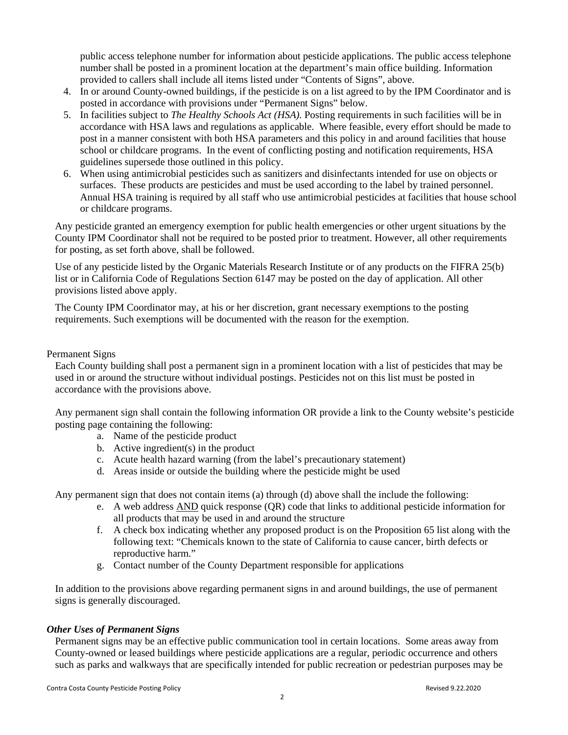public access telephone number for information about pesticide applications. The public access telephone number shall be posted in a prominent location at the department's main office building. Information provided to callers shall include all items listed under "Contents of Signs", above.

4. In or around County-owned buildings, if the pesticide is on a list agreed to by the IPM Coordinator and is posted in accordance with provisions under "Permanent Signs" below.
5. In facilities subject to *The Healthy Schools Act (HSA).* Posting requirements in such facilities will be in accordance with HSA laws and regulations as applicable. Where feasible, every effort should be made to post in a manner consistent with both HSA parameters and this policy in and around facilities that house school or childcare programs. In the event of conflicting posting and notification requirements, HSA guidelines supersede those outlined in this policy.
6. When using antimicrobial pesticides such as sanitizers and disinfectants intended for use on objects or surfaces. These products are pesticides and must be used according to the label by trained personnel. Annual HSA training is required by all staff who use antimicrobial pesticides at facilities that house school or childcare programs.

Any pesticide granted an emergency exemption for public health emergencies or other urgent situations by the County IPM Coordinator shall not be required to be posted prior to treatment. However, all other requirements for posting, as set forth above, shall be followed.

Use of any pesticide listed by the Organic Materials Research Institute or of any products on the FIFRA 25(b) list or in California Code of Regulations Section 6147 may be posted on the day of application. All other provisions listed above apply.

The County IPM Coordinator may, at his or her discretion, grant necessary exemptions to the posting requirements. Such exemptions will be documented with the reason for the exemption.

Permanent Signs

Each County building shall post a permanent sign in a prominent location with a list of pesticides that may be used in or around the structure without individual postings. Pesticides not on this list must be posted in accordance with the provisions above.

Any permanent sign shall contain the following information OR provide a link to the County website's pesticide posting page containing the following:

a. Name of the pesticide product
b. Active ingredient(s) in the product
c. Acute health hazard warning (from the label's precautionary statement)
d. Areas inside or outside the building where the pesticide might be used

Any permanent sign that does not contain items (a) through (d) above shall the include the following:

e. A web address AND quick response (QR) code that links to additional pesticide information for all products that may be used in and around the structure
f. A check box indicating whether any proposed product is on the Proposition 65 list along with the following text: "Chemicals known to the state of California to cause cancer, birth defects or reproductive harm."
g. Contact number of the County Department responsible for applications

In addition to the provisions above regarding permanent signs in and around buildings, the use of permanent signs is generally discouraged.

### *Other Uses of Permanent Signs*

Permanent signs may be an effective public communication tool in certain locations. Some areas away from County-owned or leased buildings where pesticide applications are a regular, periodic occurrence and others such as parks and walkways that are specifically intended for public recreation or pedestrian purposes may be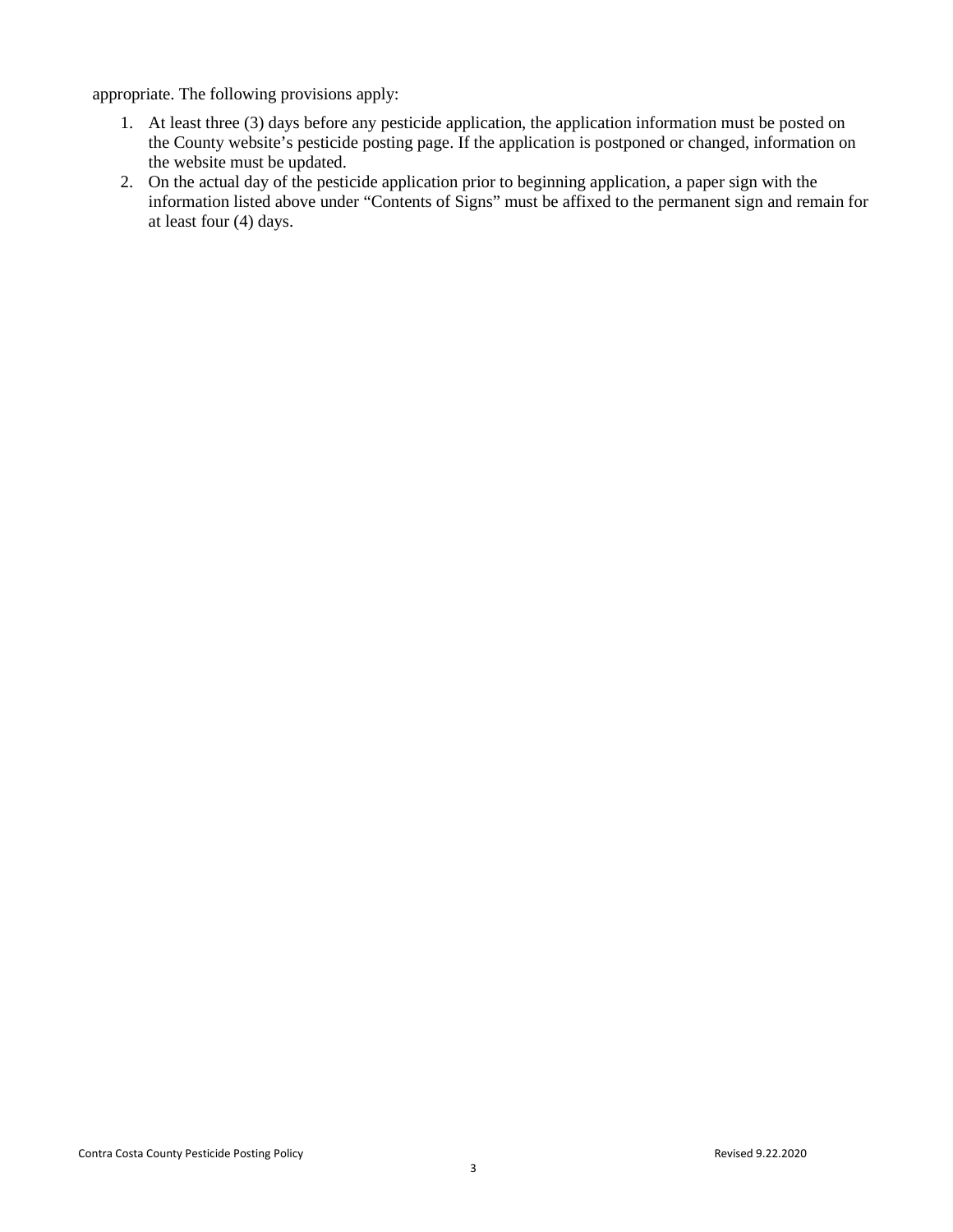appropriate. The following provisions apply:

1. At least three (3) days before any pesticide application, the application information must be posted on the County website's pesticide posting page. If the application is postponed or changed, information on the website must be updated.
2. On the actual day of the pesticide application prior to beginning application, a paper sign with the information listed above under "Contents of Signs" must be affixed to the permanent sign and remain for at least four (4) days.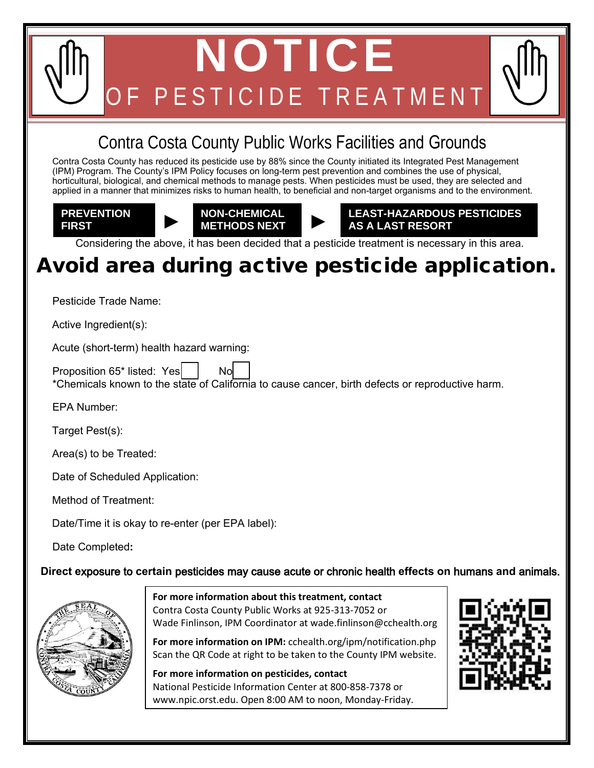# NOTICE

## OF PESTICIDE TREATMENT

### Contra Costa County Public Works Facilities and Grounds

Contra Costa County has reduced its pesticide use by 88% since the County initiated its Integrated Pest Management (IPM) Program. The County's IPM Policy focuses on long-term pest prevention and combines the use of physical, horticultural, biological, and chemical methods to manage pests. When pesticides must be used, they are selected and applied in a manner that minimizes risks to human health, to beneficial and non-target organisms and to the environment.

**PREVENTION FIRST** ► **NON-CHEMICAL METHODS NEXT** ► **LEAST-HAZARDOUS PESTICIDES AS A LAST RESORT**

Considering the above, it has been decided that a pesticide treatment is necessary in this area.

## Avoid area during active pesticide application.

Pesticide Trade Name:

Active Ingredient(s):

Acute (short-term) health hazard warning:

Proposition 65* listed: Yes ☐ No ☐

*Chemicals known to the state of California to cause cancer, birth defects or reproductive harm.

EPA Number:

Target Pest(s):

Area(s) to be Treated:

Date of Scheduled Application:

Method of Treatment:

Date/Time it is okay to re-enter (per EPA label):

Date Completed:

**Direct exposure to certain pesticides may cause acute or chronic health effects on humans and animals.**

**For more information about this treatment, contact**
Contra Costa County Public Works at 925-313-7052 or
Wade Finlinson, IPM Coordinator at wade.finlinson@cchealth.org

**For more information on IPM:** cchealth.org/ipm/notification.php
Scan the QR Code at right to be taken to the County IPM website.

**For more information on pesticides, contact**
National Pesticide Information Center at 800-858-7378 or
www.npic.orst.edu. Open 8:00 AM to noon, Monday-Friday.